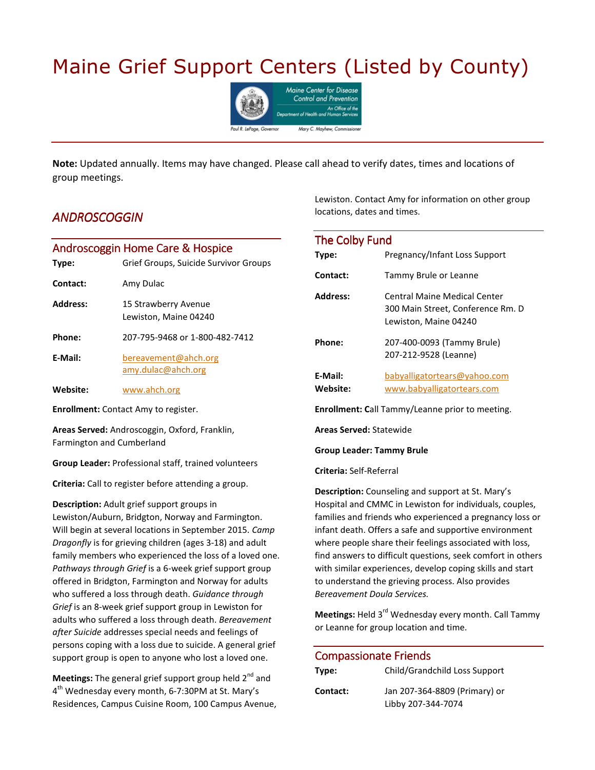# Maine Grief Support Centers (Listed by County)

Maine Center for Disease Control and Prevention
An Office of the Department of Health and Human Services
Paul R. LePage, Governor — Mary C. Mayhew, Commissioner

**Note:** Updated annually. Items may have changed. Please call ahead to verify dates, times and locations of group meetings.

## *ANDROSCOGGIN*

### Androscoggin Home Care & Hospice

**Type:** Grief Groups, Suicide Survivor Groups

**Contact:** Amy Dulac

**Address:** 15 Strawberry Avenue
Lewiston, Maine 04240

**Phone:** 207-795-9468 or 1-800-482-7412

**E-Mail:** bereavement@ahch.org
amy.dulac@ahch.org

**Website:** www.ahch.org

**Enrollment:** Contact Amy to register.

**Areas Served:** Androscoggin, Oxford, Franklin, Farmington and Cumberland

**Group Leader:** Professional staff, trained volunteers

**Criteria:** Call to register before attending a group.

**Description:** Adult grief support groups in Lewiston/Auburn, Bridgton, Norway and Farmington. Will begin at several locations in September 2015. *Camp Dragonfly* is for grieving children (ages 3-18) and adult family members who experienced the loss of a loved one. *Pathways through Grief* is a 6-week grief support group offered in Bridgton, Farmington and Norway for adults who suffered a loss through death. *Guidance through Grief* is an 8-week grief support group in Lewiston for adults who suffered a loss through death. *Bereavement after Suicide* addresses special needs and feelings of persons coping with a loss due to suicide. A general grief support group is open to anyone who lost a loved one.

**Meetings:** The general grief support group held 2nd and 4th Wednesday every month, 6-7:30PM at St. Mary's Residences, Campus Cuisine Room, 100 Campus Avenue, Lewiston. Contact Amy for information on other group locations, dates and times.

### The Colby Fund

**Type:** Pregnancy/Infant Loss Support

**Contact:** Tammy Brule or Leanne

**Address:** Central Maine Medical Center
300 Main Street, Conference Rm. D
Lewiston, Maine 04240

**Phone:** 207-400-0093 (Tammy Brule)
207-212-9528 (Leanne)

**E-Mail:** babyalligatortears@yahoo.com

**Website:** www.babyalligatortears.com

**Enrollment:** Call Tammy/Leanne prior to meeting.

**Areas Served:** Statewide

**Group Leader: Tammy Brule**

**Criteria:** Self-Referral

**Description:** Counseling and support at St. Mary's Hospital and CMMC in Lewiston for individuals, couples, families and friends who experienced a pregnancy loss or infant death. Offers a safe and supportive environment where people share their feelings associated with loss, find answers to difficult questions, seek comfort in others with similar experiences, develop coping skills and start to understand the grieving process. Also provides *Bereavement Doula Services.*

**Meetings:** Held 3rd Wednesday every month. Call Tammy or Leanne for group location and time.

### Compassionate Friends

**Type:** Child/Grandchild Loss Support

**Contact:** Jan 207-364-8809 (Primary) or
Libby 207-344-7074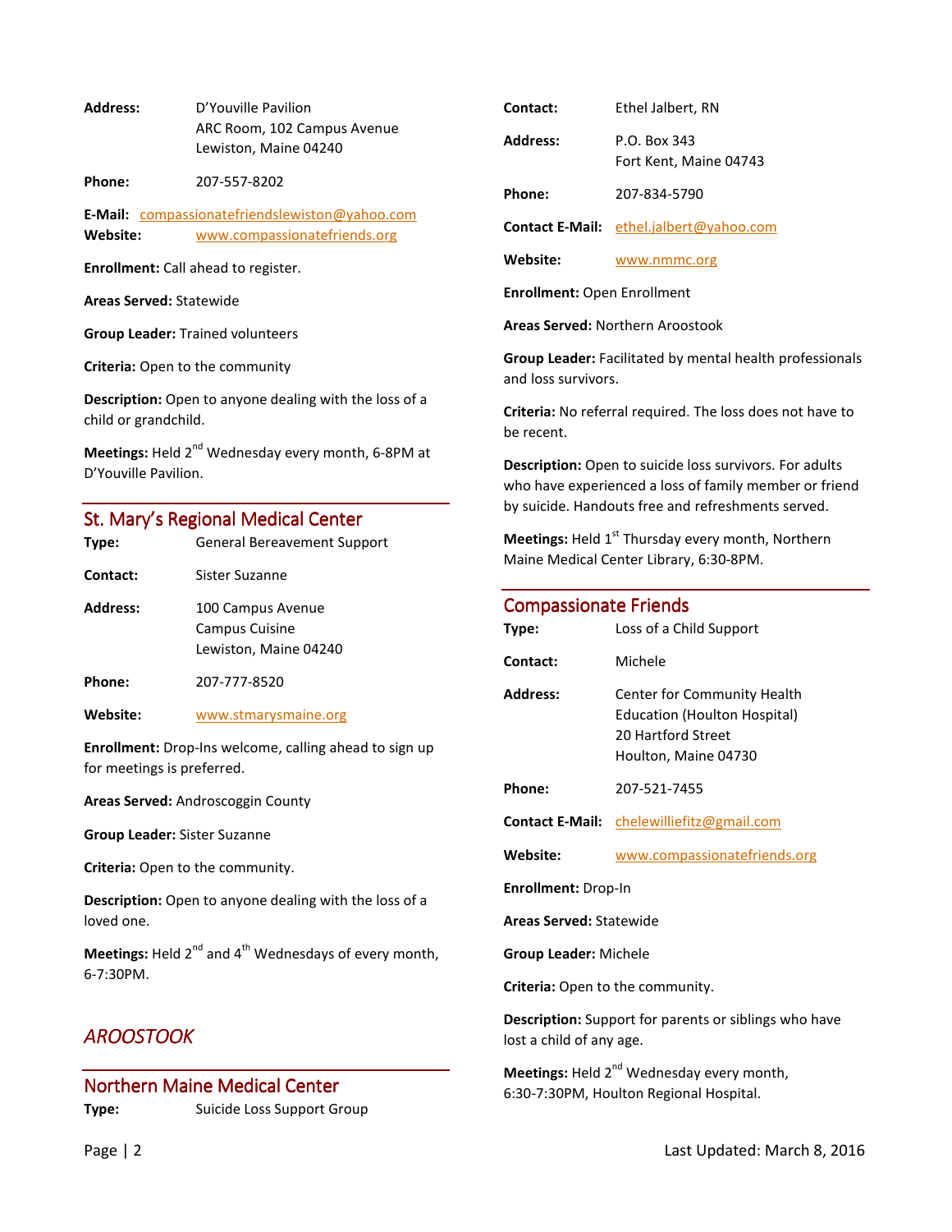**Address:** D'Youville Pavilion
ARC Room, 102 Campus Avenue
Lewiston, Maine 04240

**Phone:** 207-557-8202

**E-Mail:** compassionatefriendslewiston@yahoo.com

**Website:** www.compassionatefriends.org

**Enrollment:** Call ahead to register.

**Areas Served:** Statewide

**Group Leader:** Trained volunteers

**Criteria:** Open to the community

**Description:** Open to anyone dealing with the loss of a child or grandchild.

**Meetings:** Held 2nd Wednesday every month, 6-8PM at D'Youville Pavilion.

## St. Mary's Regional Medical Center

**Type:** General Bereavement Support

**Contact:** Sister Suzanne

**Address:** 100 Campus Avenue
Campus Cuisine
Lewiston, Maine 04240

**Phone:** 207-777-8520

**Website:** www.stmarysmaine.org

**Enrollment:** Drop-Ins welcome, calling ahead to sign up for meetings is preferred.

**Areas Served:** Androscoggin County

**Group Leader:** Sister Suzanne

**Criteria:** Open to the community.

**Description:** Open to anyone dealing with the loss of a loved one.

**Meetings:** Held 2nd and 4th Wednesdays of every month, 6-7:30PM.

# *AROOSTOOK*

## Northern Maine Medical Center

**Type:** Suicide Loss Support Group

**Contact:** Ethel Jalbert, RN

**Address:** P.O. Box 343
Fort Kent, Maine 04743

**Phone:** 207-834-5790

**Contact E-Mail:** ethel.jalbert@yahoo.com

**Website:** www.nmmc.org

**Enrollment:** Open Enrollment

**Areas Served:** Northern Aroostook

**Group Leader:** Facilitated by mental health professionals and loss survivors.

**Criteria:** No referral required. The loss does not have to be recent.

**Description:** Open to suicide loss survivors. For adults who have experienced a loss of family member or friend by suicide. Handouts free and refreshments served.

**Meetings:** Held 1st Thursday every month, Northern Maine Medical Center Library, 6:30-8PM.

## Compassionate Friends

**Type:** Loss of a Child Support

**Contact:** Michele

**Address:** Center for Community Health Education (Houlton Hospital)
20 Hartford Street
Houlton, Maine 04730

**Phone:** 207-521-7455

**Contact E-Mail:** chelewilliefitz@gmail.com

**Website:** www.compassionatefriends.org

**Enrollment:** Drop-In

**Areas Served:** Statewide

**Group Leader:** Michele

**Criteria:** Open to the community.

**Description:** Support for parents or siblings who have lost a child of any age.

**Meetings:** Held 2nd Wednesday every month, 6:30-7:30PM, Houlton Regional Hospital.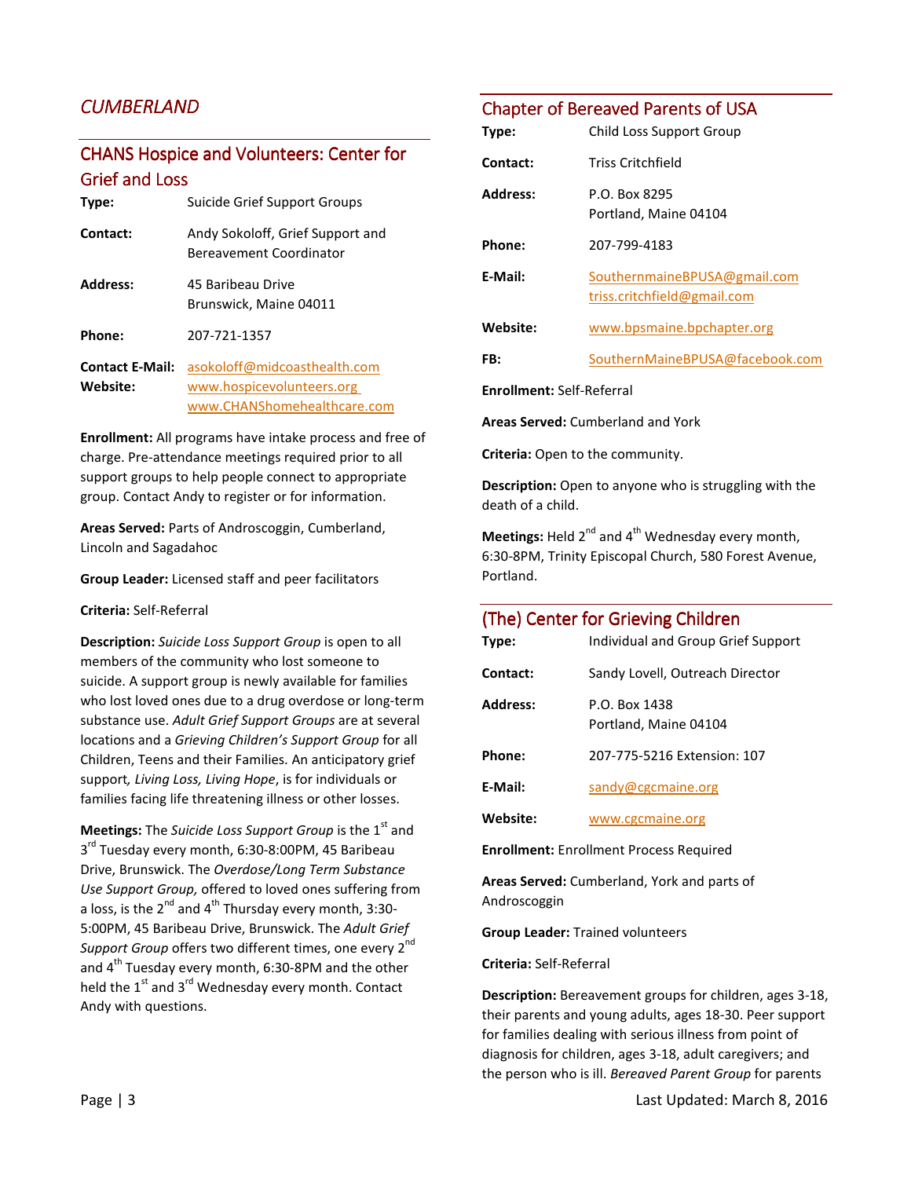# *CUMBERLAND*

## CHANS Hospice and Volunteers: Center for Grief and Loss

**Type:** Suicide Grief Support Groups

**Contact:** Andy Sokoloff, Grief Support and Bereavement Coordinator

**Address:** 45 Baribeau Drive
Brunswick, Maine 04011

**Phone:** 207-721-1357

**Contact E-Mail:** asokoloff@midcoasthealth.com

**Website:** www.hospicevolunteers.org
www.CHANShomehealthcare.com

**Enrollment:** All programs have intake process and free of charge. Pre-attendance meetings required prior to all support groups to help people connect to appropriate group. Contact Andy to register or for information.

**Areas Served:** Parts of Androscoggin, Cumberland, Lincoln and Sagadahoc

**Group Leader:** Licensed staff and peer facilitators

**Criteria:** Self-Referral

**Description:** *Suicide Loss Support Group* is open to all members of the community who lost someone to suicide. A support group is newly available for families who lost loved ones due to a drug overdose or long-term substance use. *Adult Grief Support Groups* are at several locations and a *Grieving Children's Support Group* for all Children, Teens and their Families. An anticipatory grief support*, Living Loss, Living Hope*, is for individuals or families facing life threatening illness or other losses.

**Meetings:** The *Suicide Loss Support Group* is the 1st and 3rd Tuesday every month, 6:30-8:00PM, 45 Baribeau Drive, Brunswick. The *Overdose/Long Term Substance Use Support Group,* offered to loved ones suffering from a loss, is the 2nd and 4th Thursday every month, 3:30-5:00PM, 45 Baribeau Drive, Brunswick. The *Adult Grief Support Group* offers two different times, one every 2nd and 4th Tuesday every month, 6:30-8PM and the other held the 1st and 3rd Wednesday every month. Contact Andy with questions.

## Chapter of Bereaved Parents of USA

**Type:** Child Loss Support Group

**Contact:** Triss Critchfield

**Address:** P.O. Box 8295
Portland, Maine 04104

**Phone:** 207-799-4183

**E-Mail:** SouthernmaineBPUSA@gmail.com
triss.critchfield@gmail.com

**Website:** www.bpsmaine.bpchapter.org

**FB:** SouthernMaineBPUSA@facebook.com

**Enrollment:** Self-Referral

**Areas Served:** Cumberland and York

**Criteria:** Open to the community.

**Description:** Open to anyone who is struggling with the death of a child.

**Meetings:** Held 2nd and 4th Wednesday every month, 6:30-8PM, Trinity Episcopal Church, 580 Forest Avenue, Portland.

## (The) Center for Grieving Children

**Type:** Individual and Group Grief Support

**Contact:** Sandy Lovell, Outreach Director

**Address:** P.O. Box 1438
Portland, Maine 04104

**Phone:** 207-775-5216 Extension: 107

**E-Mail:** sandy@cgcmaine.org

**Website:** www.cgcmaine.org

**Enrollment:** Enrollment Process Required

**Areas Served:** Cumberland, York and parts of Androscoggin

**Group Leader:** Trained volunteers

**Criteria:** Self-Referral

**Description:** Bereavement groups for children, ages 3-18, their parents and young adults, ages 18-30. Peer support for families dealing with serious illness from point of diagnosis for children, ages 3-18, adult caregivers; and the person who is ill. *Bereaved Parent Group* for parents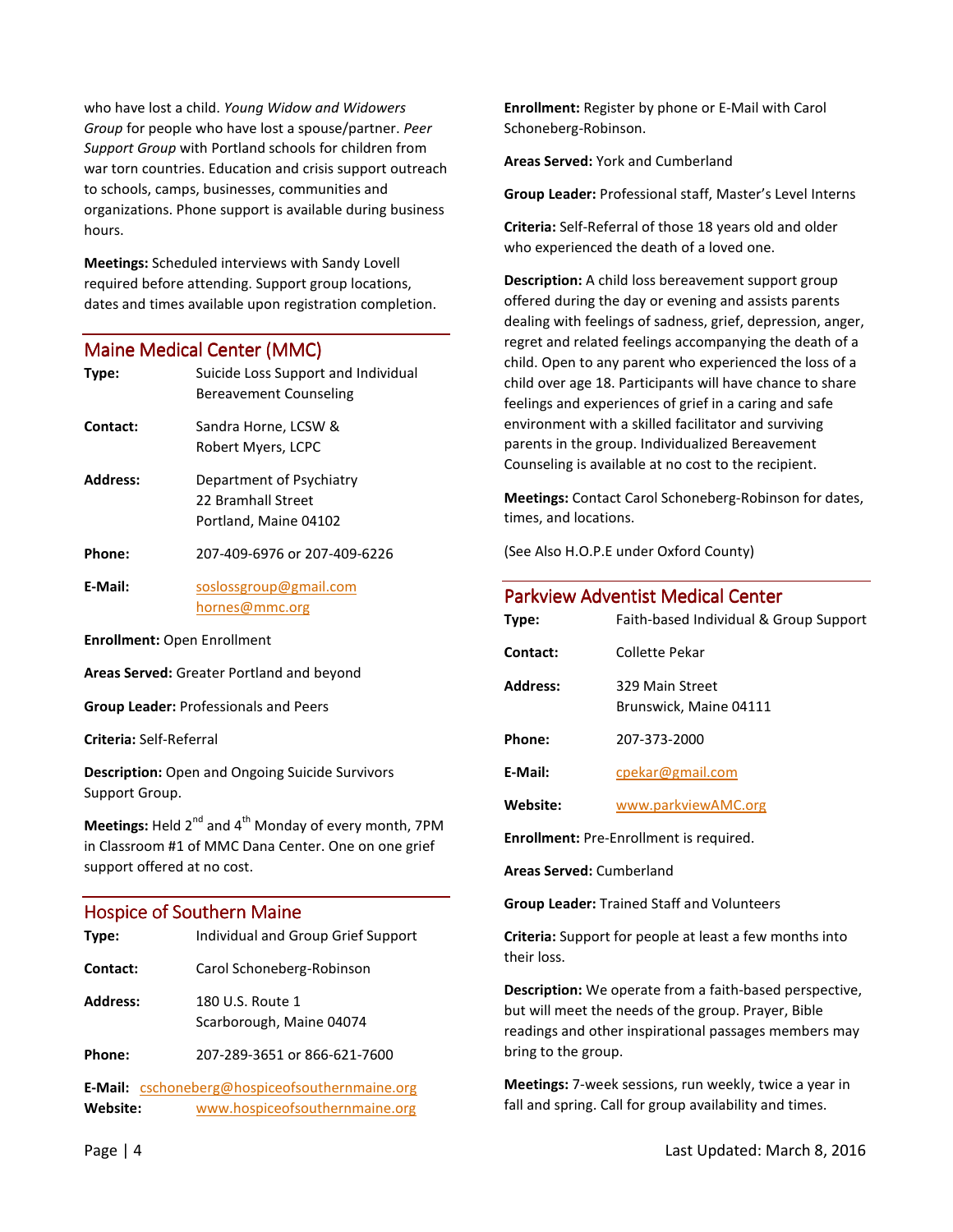who have lost a child. *Young Widow and Widowers Group* for people who have lost a spouse/partner. *Peer Support Group* with Portland schools for children from war torn countries. Education and crisis support outreach to schools, camps, businesses, communities and organizations. Phone support is available during business hours.

**Meetings:** Scheduled interviews with Sandy Lovell required before attending. Support group locations, dates and times available upon registration completion.

## Maine Medical Center (MMC)

**Type:** Suicide Loss Support and Individual Bereavement Counseling

**Contact:** Sandra Horne, LCSW & Robert Myers, LCPC

**Address:** Department of Psychiatry
22 Bramhall Street
Portland, Maine 04102

**Phone:** 207-409-6976 or 207-409-6226

**E-Mail:** soslossgroup@gmail.com
hornes@mmc.org

**Enrollment:** Open Enrollment

**Areas Served:** Greater Portland and beyond

**Group Leader:** Professionals and Peers

**Criteria:** Self-Referral

**Description:** Open and Ongoing Suicide Survivors Support Group.

**Meetings:** Held 2nd and 4th Monday of every month, 7PM in Classroom #1 of MMC Dana Center. One on one grief support offered at no cost.

## Hospice of Southern Maine

**Type:** Individual and Group Grief Support

**Contact:** Carol Schoneberg-Robinson

**Address:** 180 U.S. Route 1
Scarborough, Maine 04074

**Phone:** 207-289-3651 or 866-621-7600

**E-Mail:** cschoneberg@hospiceofsouthernmaine.org

**Website:** www.hospiceofsouthernmaine.org

**Enrollment:** Register by phone or E-Mail with Carol Schoneberg-Robinson.

**Areas Served:** York and Cumberland

**Group Leader:** Professional staff, Master's Level Interns

**Criteria:** Self-Referral of those 18 years old and older who experienced the death of a loved one.

**Description:** A child loss bereavement support group offered during the day or evening and assists parents dealing with feelings of sadness, grief, depression, anger, regret and related feelings accompanying the death of a child. Open to any parent who experienced the loss of a child over age 18. Participants will have chance to share feelings and experiences of grief in a caring and safe environment with a skilled facilitator and surviving parents in the group. Individualized Bereavement Counseling is available at no cost to the recipient.

**Meetings:** Contact Carol Schoneberg-Robinson for dates, times, and locations.

(See Also H.O.P.E under Oxford County)

## Parkview Adventist Medical Center

**Type:** Faith-based Individual & Group Support

**Contact:** Collette Pekar

**Address:** 329 Main Street
Brunswick, Maine 04111

**Phone:** 207-373-2000

**E-Mail:** cpekar@gmail.com

**Website:** www.parkviewAMC.org

**Enrollment:** Pre-Enrollment is required.

**Areas Served:** Cumberland

**Group Leader:** Trained Staff and Volunteers

**Criteria:** Support for people at least a few months into their loss.

**Description:** We operate from a faith-based perspective, but will meet the needs of the group. Prayer, Bible readings and other inspirational passages members may bring to the group.

**Meetings:** 7-week sessions, run weekly, twice a year in fall and spring. Call for group availability and times.

Last Updated: March 8, 2016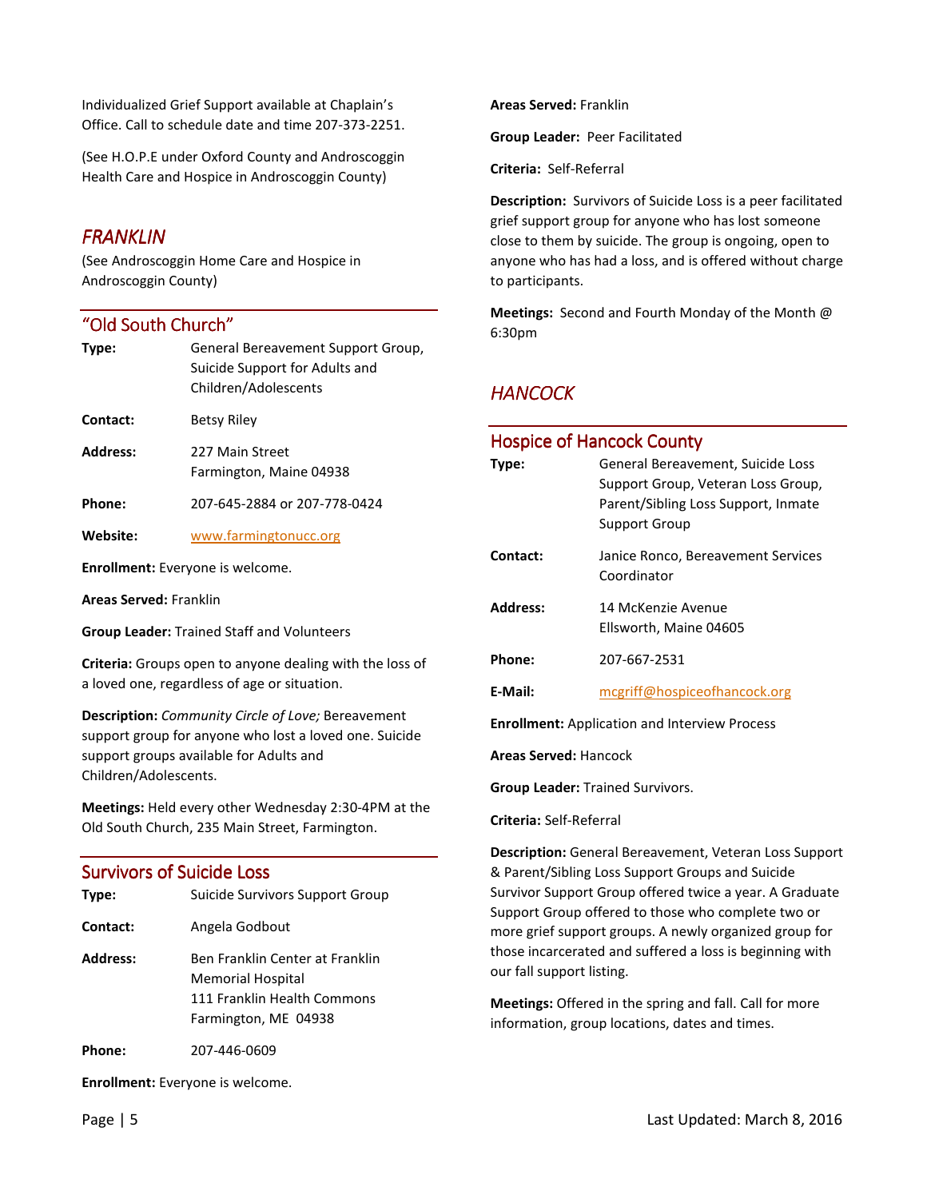Individualized Grief Support available at Chaplain's Office. Call to schedule date and time 207-373-2251.

(See H.O.P.E under Oxford County and Androscoggin Health Care and Hospice in Androscoggin County)

## *FRANKLIN*

(See Androscoggin Home Care and Hospice in Androscoggin County)

### "Old South Church"

**Type:** General Bereavement Support Group, Suicide Support for Adults and Children/Adolescents

**Contact:** Betsy Riley

**Address:** 227 Main Street
Farmington, Maine 04938

**Phone:** 207-645-2884 or 207-778-0424

**Website:** www.farmingtonucc.org

**Enrollment:** Everyone is welcome.

**Areas Served:** Franklin

**Group Leader:** Trained Staff and Volunteers

**Criteria:** Groups open to anyone dealing with the loss of a loved one, regardless of age or situation.

**Description:** *Community Circle of Love;* Bereavement support group for anyone who lost a loved one. Suicide support groups available for Adults and Children/Adolescents.

**Meetings:** Held every other Wednesday 2:30-4PM at the Old South Church, 235 Main Street, Farmington.

### Survivors of Suicide Loss

**Type:** Suicide Survivors Support Group

**Contact:** Angela Godbout

**Address:** Ben Franklin Center at Franklin Memorial Hospital
111 Franklin Health Commons
Farmington, ME 04938

**Phone:** 207-446-0609

**Enrollment:** Everyone is welcome.

**Areas Served:** Franklin

**Group Leader:** Peer Facilitated

**Criteria:** Self-Referral

**Description:** Survivors of Suicide Loss is a peer facilitated grief support group for anyone who has lost someone close to them by suicide. The group is ongoing, open to anyone who has had a loss, and is offered without charge to participants.

**Meetings:** Second and Fourth Monday of the Month @ 6:30pm

## *HANCOCK*

### Hospice of Hancock County

**Type:** General Bereavement, Suicide Loss Support Group, Veteran Loss Group, Parent/Sibling Loss Support, Inmate Support Group

**Contact:** Janice Ronco, Bereavement Services Coordinator

**Address:** 14 McKenzie Avenue
Ellsworth, Maine 04605

**Phone:** 207-667-2531

**E-Mail:** mcgriff@hospiceofhancock.org

**Enrollment:** Application and Interview Process

**Areas Served:** Hancock

**Group Leader:** Trained Survivors.

**Criteria:** Self-Referral

**Description:** General Bereavement, Veteran Loss Support & Parent/Sibling Loss Support Groups and Suicide Survivor Support Group offered twice a year. A Graduate Support Group offered to those who complete two or more grief support groups. A newly organized group for those incarcerated and suffered a loss is beginning with our fall support listing.

**Meetings:** Offered in the spring and fall. Call for more information, group locations, dates and times.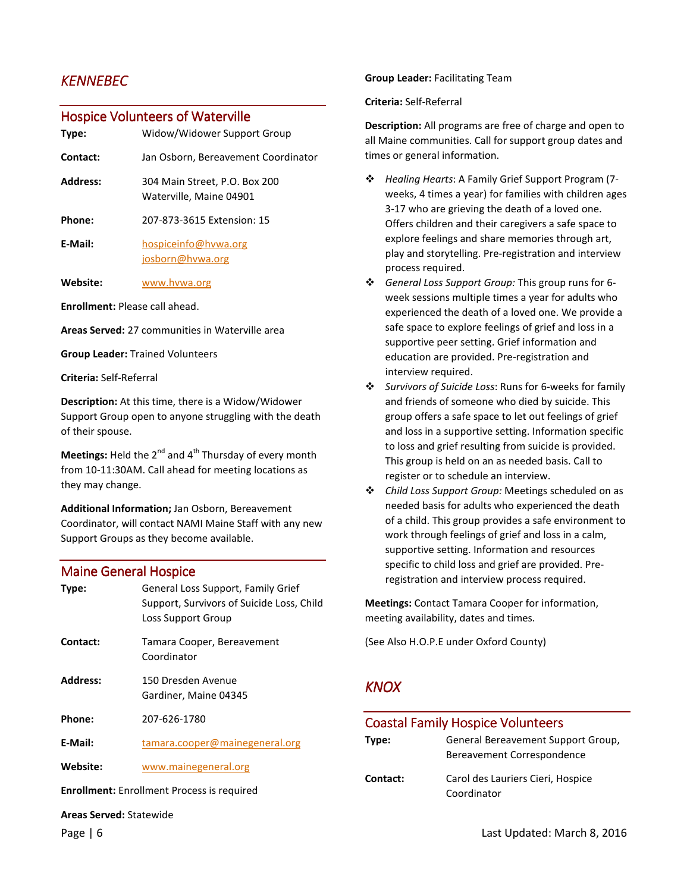## *KENNEBEC*

### Hospice Volunteers of Waterville

**Type:** Widow/Widower Support Group

**Contact:** Jan Osborn, Bereavement Coordinator

**Address:** 304 Main Street, P.O. Box 200
Waterville, Maine 04901

**Phone:** 207-873-3615 Extension: 15

**E-Mail:** hospiceinfo@hvwa.org
josborn@hvwa.org

**Website:** www.hvwa.org

**Enrollment:** Please call ahead.

**Areas Served:** 27 communities in Waterville area

**Group Leader:** Trained Volunteers

**Criteria:** Self-Referral

**Description:** At this time, there is a Widow/Widower Support Group open to anyone struggling with the death of their spouse.

**Meetings:** Held the 2nd and 4th Thursday of every month from 10-11:30AM. Call ahead for meeting locations as they may change.

**Additional Information;** Jan Osborn, Bereavement Coordinator, will contact NAMI Maine Staff with any new Support Groups as they become available.

### Maine General Hospice

**Type:** General Loss Support, Family Grief Support, Survivors of Suicide Loss, Child Loss Support Group

**Contact:** Tamara Cooper, Bereavement Coordinator

**Address:** 150 Dresden Avenue
Gardiner, Maine 04345

**Phone:** 207-626-1780

**E-Mail:** tamara.cooper@mainegeneral.org

**Website:** www.mainegeneral.org

**Enrollment:** Enrollment Process is required

**Areas Served:** Statewide

**Group Leader:** Facilitating Team

**Criteria:** Self-Referral

**Description:** All programs are free of charge and open to all Maine communities. Call for support group dates and times or general information.

- *Healing Hearts*: A Family Grief Support Program (7-weeks, 4 times a year) for families with children ages 3-17 who are grieving the death of a loved one. Offers children and their caregivers a safe space to explore feelings and share memories through art, play and storytelling. Pre-registration and interview process required.
- *General Loss Support Group:* This group runs for 6-week sessions multiple times a year for adults who experienced the death of a loved one. We provide a safe space to explore feelings of grief and loss in a supportive peer setting. Grief information and education are provided. Pre-registration and interview required.
- *Survivors of Suicide Loss*: Runs for 6-weeks for family and friends of someone who died by suicide. This group offers a safe space to let out feelings of grief and loss in a supportive setting. Information specific to loss and grief resulting from suicide is provided. This group is held on an as needed basis. Call to register or to schedule an interview.
- *Child Loss Support Group:* Meetings scheduled on as needed basis for adults who experienced the death of a child. This group provides a safe environment to work through feelings of grief and loss in a calm, supportive setting. Information and resources specific to child loss and grief are provided. Pre-registration and interview process required.

**Meetings:** Contact Tamara Cooper for information, meeting availability, dates and times.

(See Also H.O.P.E under Oxford County)

## *KNOX*

### Coastal Family Hospice Volunteers

**Type:** General Bereavement Support Group, Bereavement Correspondence

**Contact:** Carol des Lauriers Cieri, Hospice Coordinator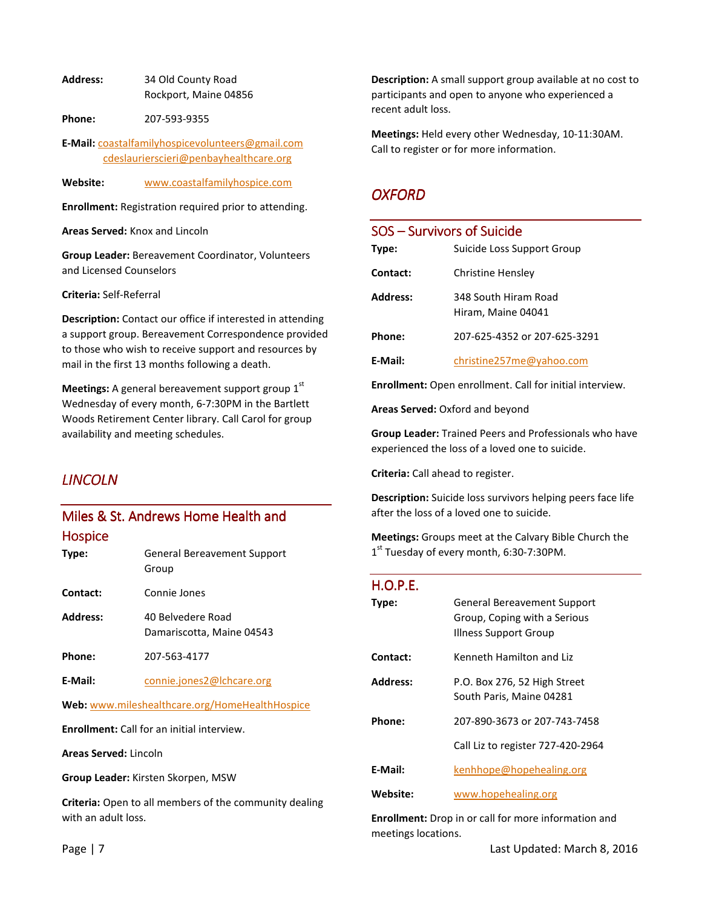**Address:** 34 Old County Road
Rockport, Maine 04856

**Phone:** 207-593-9355

**E-Mail:** coastalfamilyhospicevolunteers@gmail.com
cdeslaurierscieri@penbayhealthcare.org

**Website:** www.coastalfamilyhospice.com

**Enrollment:** Registration required prior to attending.

**Areas Served:** Knox and Lincoln

**Group Leader:** Bereavement Coordinator, Volunteers and Licensed Counselors

**Criteria:** Self-Referral

**Description:** Contact our office if interested in attending a support group. Bereavement Correspondence provided to those who wish to receive support and resources by mail in the first 13 months following a death.

**Meetings:** A general bereavement support group 1st Wednesday of every month, 6-7:30PM in the Bartlett Woods Retirement Center library. Call Carol for group availability and meeting schedules.

## *LINCOLN*

### Miles & St. Andrews Home Health and Hospice

**Type:** General Bereavement Support Group

**Contact:** Connie Jones

**Address:** 40 Belvedere Road
Damariscotta, Maine 04543

**Phone:** 207-563-4177

**E-Mail:** connie.jones2@lchcare.org

**Web:** www.mileshealthcare.org/HomeHealthHospice

**Enrollment:** Call for an initial interview.

**Areas Served:** Lincoln

**Group Leader:** Kirsten Skorpen, MSW

**Criteria:** Open to all members of the community dealing with an adult loss.

**Description:** A small support group available at no cost to participants and open to anyone who experienced a recent adult loss.

**Meetings:** Held every other Wednesday, 10-11:30AM. Call to register or for more information.

## *OXFORD*

### SOS – Survivors of Suicide

**Type:** Suicide Loss Support Group

**Contact:** Christine Hensley

**Address:** 348 South Hiram Road
Hiram, Maine 04041

**Phone:** 207-625-4352 or 207-625-3291

**E-Mail:** christine257me@yahoo.com

**Enrollment:** Open enrollment. Call for initial interview.

**Areas Served:** Oxford and beyond

**Group Leader:** Trained Peers and Professionals who have experienced the loss of a loved one to suicide.

**Criteria:** Call ahead to register.

**Description:** Suicide loss survivors helping peers face life after the loss of a loved one to suicide.

**Meetings:** Groups meet at the Calvary Bible Church the 1st Tuesday of every month, 6:30-7:30PM.

### H.O.P.E.

**Type:** General Bereavement Support Group, Coping with a Serious Illness Support Group

**Contact:** Kenneth Hamilton and Liz

**Address:** P.O. Box 276, 52 High Street
South Paris, Maine 04281

**Phone:** 207-890-3673 or 207-743-7458

Call Liz to register 727-420-2964

**E-Mail:** kenhhope@hopehealing.org

**Website:** www.hopehealing.org

**Enrollment:** Drop in or call for more information and meetings locations.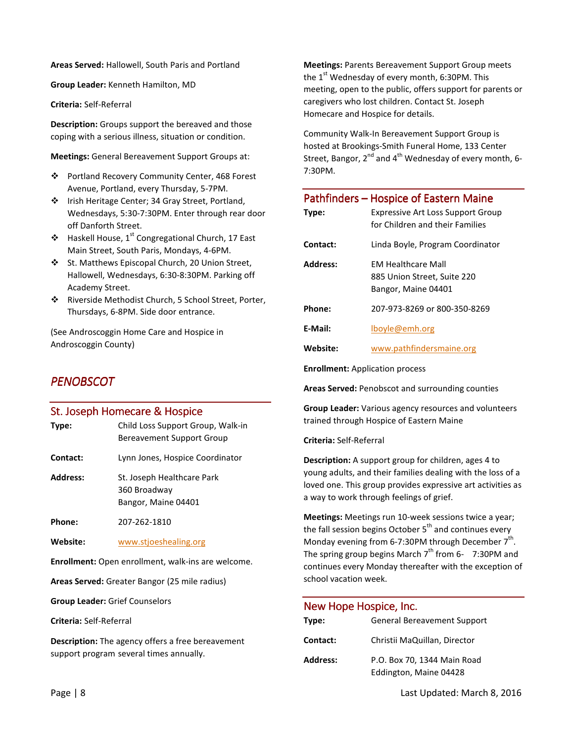**Areas Served:** Hallowell, South Paris and Portland

**Group Leader:** Kenneth Hamilton, MD

**Criteria:** Self-Referral

**Description:** Groups support the bereaved and those coping with a serious illness, situation or condition.

**Meetings:** General Bereavement Support Groups at:

- Portland Recovery Community Center, 468 Forest Avenue, Portland, every Thursday, 5-7PM.
- Irish Heritage Center; 34 Gray Street, Portland, Wednesdays, 5:30-7:30PM. Enter through rear door off Danforth Street.
- Haskell House, 1st Congregational Church, 17 East Main Street, South Paris, Mondays, 4-6PM.
- St. Matthews Episcopal Church, 20 Union Street, Hallowell, Wednesdays, 6:30-8:30PM. Parking off Academy Street.
- Riverside Methodist Church, 5 School Street, Porter, Thursdays, 6-8PM. Side door entrance.

(See Androscoggin Home Care and Hospice in Androscoggin County)

# *PENOBSCOT*

## St. Joseph Homecare & Hospice

| | |
|---|---|
| **Type:** | Child Loss Support Group, Walk-in Bereavement Support Group |
| **Contact:** | Lynn Jones, Hospice Coordinator |
| **Address:** | St. Joseph Healthcare Park<br>360 Broadway<br>Bangor, Maine 04401 |
| **Phone:** | 207-262-1810 |
| **Website:** | www.stjoeshealing.org |

**Enrollment:** Open enrollment, walk-ins are welcome.

**Areas Served:** Greater Bangor (25 mile radius)

**Group Leader:** Grief Counselors

**Criteria:** Self-Referral

**Description:** The agency offers a free bereavement support program several times annually.

**Meetings:** Parents Bereavement Support Group meets the 1st Wednesday of every month, 6:30PM. This meeting, open to the public, offers support for parents or caregivers who lost children. Contact St. Joseph Homecare and Hospice for details.

Community Walk-In Bereavement Support Group is hosted at Brookings-Smith Funeral Home, 133 Center Street, Bangor, 2nd and 4th Wednesday of every month, 6-7:30PM.

## Pathfinders – Hospice of Eastern Maine

| | |
|---|---|
| **Type:** | Expressive Art Loss Support Group for Children and their Families |
| **Contact:** | Linda Boyle, Program Coordinator |
| **Address:** | EM Healthcare Mall<br>885 Union Street, Suite 220<br>Bangor, Maine 04401 |
| **Phone:** | 207-973-8269 or 800-350-8269 |
| **E-Mail:** | lboyle@emh.org |
| **Website:** | www.pathfindersmaine.org |

**Enrollment:** Application process

**Areas Served:** Penobscot and surrounding counties

**Group Leader:** Various agency resources and volunteers trained through Hospice of Eastern Maine

**Criteria:** Self-Referral

**Description:** A support group for children, ages 4 to young adults, and their families dealing with the loss of a loved one. This group provides expressive art activities as a way to work through feelings of grief.

**Meetings:** Meetings run 10-week sessions twice a year; the fall session begins October 5th and continues every Monday evening from 6-7:30PM through December 7th. The spring group begins March 7th from 6- 7:30PM and continues every Monday thereafter with the exception of school vacation week.

## New Hope Hospice, Inc.

| | |
|---|---|
| **Type:** | General Bereavement Support |
| **Contact:** | Christii MaQuillan, Director |
| **Address:** | P.O. Box 70, 1344 Main Road<br>Eddington, Maine 04428 |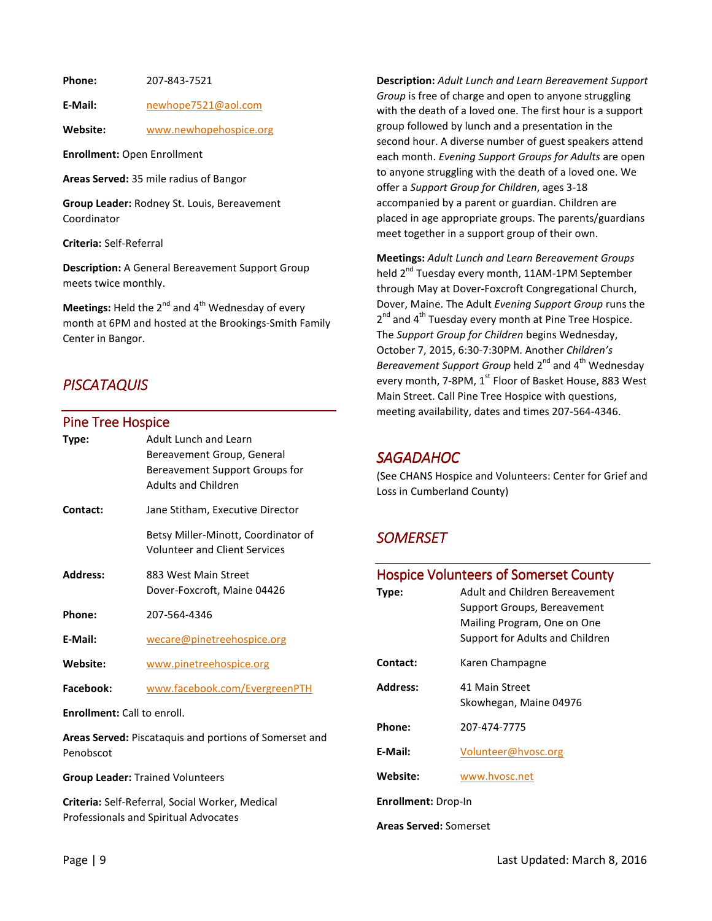**Phone:** 207-843-7521

**E-Mail:** newhope7521@aol.com

**Website:** www.newhopehospice.org

**Enrollment:** Open Enrollment

**Areas Served:** 35 mile radius of Bangor

**Group Leader:** Rodney St. Louis, Bereavement Coordinator

**Criteria:** Self-Referral

**Description:** A General Bereavement Support Group meets twice monthly.

**Meetings:** Held the 2nd and 4th Wednesday of every month at 6PM and hosted at the Brookings-Smith Family Center in Bangor.

## *PISCATAQUIS*

### Pine Tree Hospice

**Type:** Adult Lunch and Learn Bereavement Group, General Bereavement Support Groups for Adults and Children

**Contact:** Jane Stitham, Executive Director

Betsy Miller-Minott, Coordinator of Volunteer and Client Services

**Address:** 883 West Main Street
Dover-Foxcroft, Maine 04426

**Phone:** 207-564-4346

**E-Mail:** wecare@pinetreehospice.org

**Website:** www.pinetreehospice.org

**Facebook:** www.facebook.com/EvergreenPTH

**Enrollment:** Call to enroll.

**Areas Served:** Piscataquis and portions of Somerset and Penobscot

**Group Leader:** Trained Volunteers

**Criteria:** Self-Referral, Social Worker, Medical Professionals and Spiritual Advocates

**Description:** *Adult Lunch and Learn Bereavement Support Group* is free of charge and open to anyone struggling with the death of a loved one. The first hour is a support group followed by lunch and a presentation in the second hour. A diverse number of guest speakers attend each month. *Evening Support Groups for Adults* are open to anyone struggling with the death of a loved one. We offer a *Support Group for Children*, ages 3-18 accompanied by a parent or guardian. Children are placed in age appropriate groups. The parents/guardians meet together in a support group of their own.

**Meetings:** *Adult Lunch and Learn Bereavement Groups* held 2nd Tuesday every month, 11AM-1PM September through May at Dover-Foxcroft Congregational Church, Dover, Maine. The Adult *Evening Support Group* runs the 2nd and 4th Tuesday every month at Pine Tree Hospice. The *Support Group for Children* begins Wednesday, October 7, 2015, 6:30-7:30PM. Another *Children's Bereavement Support Group* held 2nd and 4th Wednesday every month, 7-8PM, 1st Floor of Basket House, 883 West Main Street. Call Pine Tree Hospice with questions, meeting availability, dates and times 207-564-4346.

## *SAGADAHOC*

(See CHANS Hospice and Volunteers: Center for Grief and Loss in Cumberland County)

## *SOMERSET*

### Hospice Volunteers of Somerset County

**Type:** Adult and Children Bereavement Support Groups, Bereavement Mailing Program, One on One Support for Adults and Children

**Contact:** Karen Champagne

**Address:** 41 Main Street
Skowhegan, Maine 04976

**Phone:** 207-474-7775

**E-Mail:** Volunteer@hvosc.org

**Website:** www.hvosc.net

**Enrollment:** Drop-In

**Areas Served:** Somerset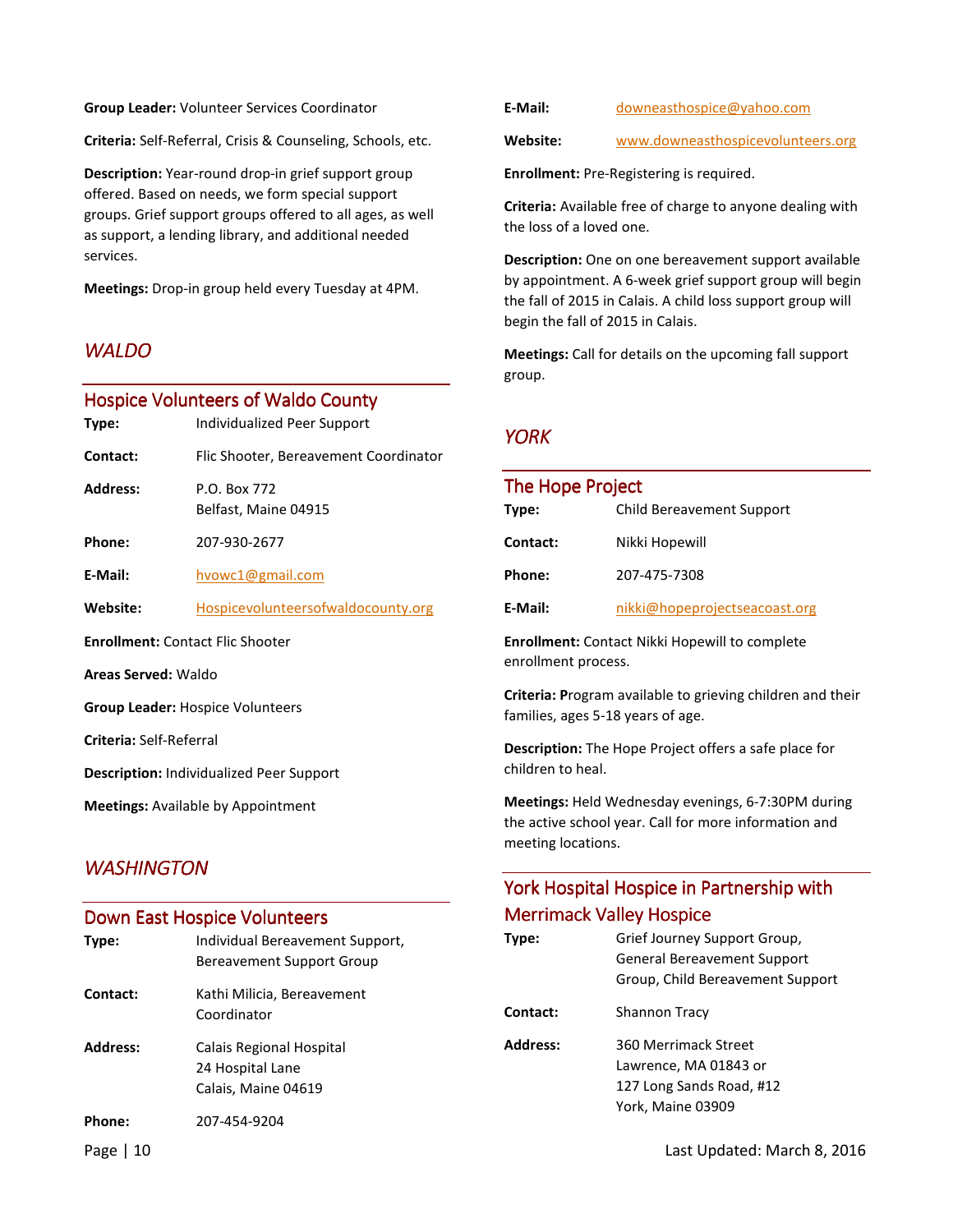**Group Leader:** Volunteer Services Coordinator

**Criteria:** Self-Referral, Crisis & Counseling, Schools, etc.

**Description:** Year-round drop-in grief support group offered. Based on needs, we form special support groups. Grief support groups offered to all ages, as well as support, a lending library, and additional needed services.

**Meetings:** Drop-in group held every Tuesday at 4PM.

## *WALDO*

### Hospice Volunteers of Waldo County

**Type:** Individualized Peer Support

**Contact:** Flic Shooter, Bereavement Coordinator

**Address:** P.O. Box 772
Belfast, Maine 04915

**Phone:** 207-930-2677

**E-Mail:** hvowc1@gmail.com

**Website:** Hospicevolunteersofwaldocounty.org

**Enrollment:** Contact Flic Shooter

**Areas Served:** Waldo

**Group Leader:** Hospice Volunteers

**Criteria:** Self-Referral

**Description:** Individualized Peer Support

**Meetings:** Available by Appointment

## *WASHINGTON*

### Down East Hospice Volunteers

**Type:** Individual Bereavement Support, Bereavement Support Group

**Contact:** Kathi Milicia, Bereavement Coordinator

**Address:** Calais Regional Hospital
24 Hospital Lane
Calais, Maine 04619

**Phone:** 207-454-9204

**E-Mail:** downeasthospice@yahoo.com

**Website:** www.downeasthospicevolunteers.org

**Enrollment:** Pre-Registering is required.

**Criteria:** Available free of charge to anyone dealing with the loss of a loved one.

**Description:** One on one bereavement support available by appointment. A 6-week grief support group will begin the fall of 2015 in Calais. A child loss support group will begin the fall of 2015 in Calais.

**Meetings:** Call for details on the upcoming fall support group.

## *YORK*

### The Hope Project

**Type:** Child Bereavement Support

**Contact:** Nikki Hopewill

**Phone:** 207-475-7308

**E-Mail:** nikki@hopeprojectseacoast.org

**Enrollment:** Contact Nikki Hopewill to complete enrollment process.

**Criteria: P**rogram available to grieving children and their families, ages 5-18 years of age.

**Description:** The Hope Project offers a safe place for children to heal.

**Meetings:** Held Wednesday evenings, 6-7:30PM during the active school year. Call for more information and meeting locations.

### York Hospital Hospice in Partnership with Merrimack Valley Hospice

**Type:** Grief Journey Support Group, General Bereavement Support Group, Child Bereavement Support

**Contact:** Shannon Tracy

**Address:** 360 Merrimack Street
Lawrence, MA 01843 or
127 Long Sands Road, #12
York, Maine 03909

Last Updated: March 8, 2016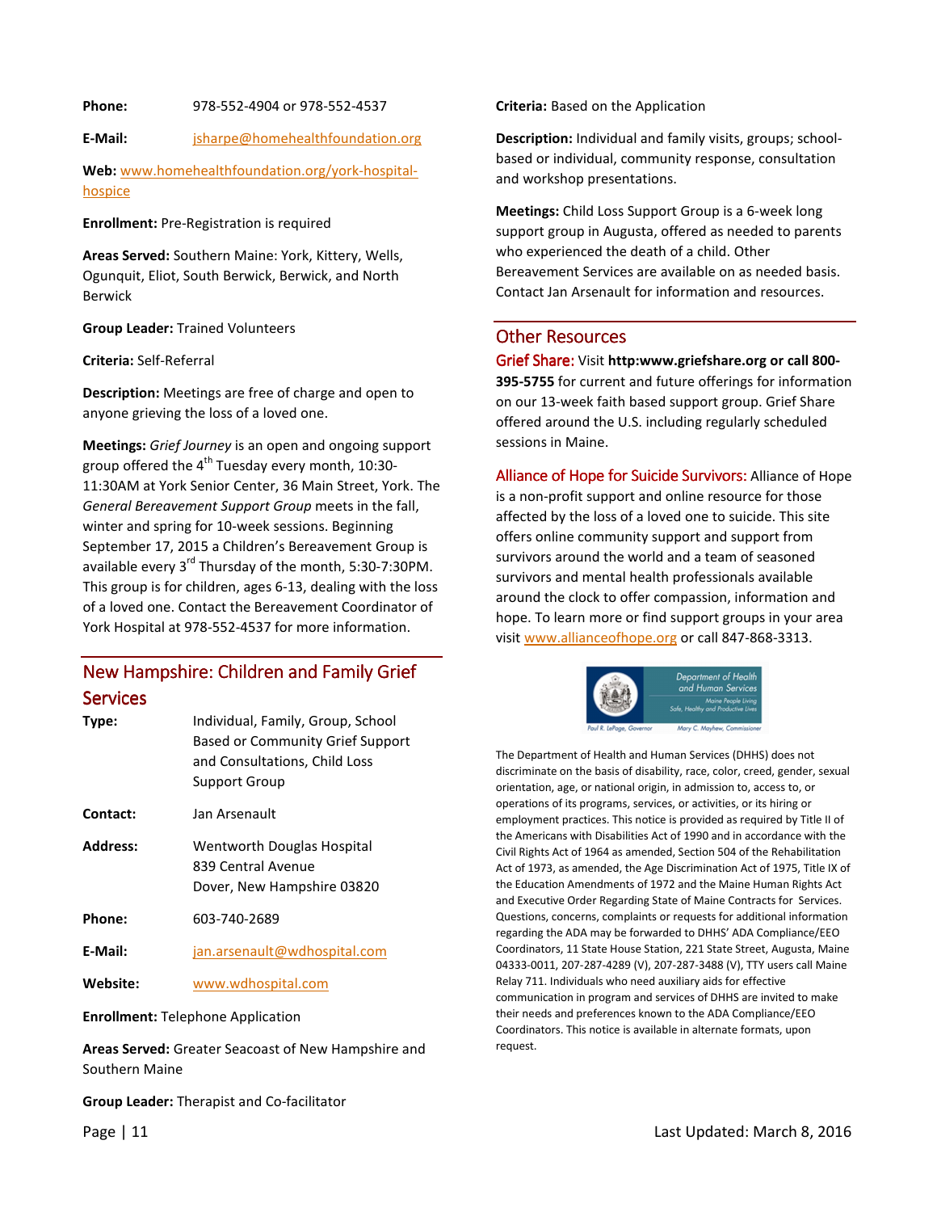**Phone:** 978-552-4904 or 978-552-4537

**E-Mail:** jsharpe@homehealthfoundation.org

**Web:** www.homehealthfoundation.org/york-hospital-hospice

**Enrollment:** Pre-Registration is required

**Areas Served:** Southern Maine: York, Kittery, Wells, Ogunquit, Eliot, South Berwick, Berwick, and North Berwick

**Group Leader:** Trained Volunteers

**Criteria:** Self-Referral

**Description:** Meetings are free of charge and open to anyone grieving the loss of a loved one.

**Meetings:** *Grief Journey* is an open and ongoing support group offered the 4th Tuesday every month, 10:30-11:30AM at York Senior Center, 36 Main Street, York. The *General Bereavement Support Group* meets in the fall, winter and spring for 10-week sessions. Beginning September 17, 2015 a Children's Bereavement Group is available every 3rd Thursday of the month, 5:30-7:30PM. This group is for children, ages 6-13, dealing with the loss of a loved one. Contact the Bereavement Coordinator of York Hospital at 978-552-4537 for more information.

## New Hampshire: Children and Family Grief Services

**Type:** Individual, Family, Group, School Based or Community Grief Support and Consultations, Child Loss Support Group

**Contact:** Jan Arsenault

**Address:** Wentworth Douglas Hospital
839 Central Avenue
Dover, New Hampshire 03820

**Phone:** 603-740-2689

**E-Mail:** jan.arsenault@wdhospital.com

**Website:** www.wdhospital.com

**Enrollment:** Telephone Application

**Areas Served:** Greater Seacoast of New Hampshire and Southern Maine

**Group Leader:** Therapist and Co-facilitator

**Criteria:** Based on the Application

**Description:** Individual and family visits, groups; school-based or individual, community response, consultation and workshop presentations.

**Meetings:** Child Loss Support Group is a 6-week long support group in Augusta, offered as needed to parents who experienced the death of a child. Other Bereavement Services are available on as needed basis. Contact Jan Arsenault for information and resources.

## Other Resources

**Grief Share:** Visit **http:www.griefshare.org or call 800-395-5755** for current and future offerings for information on our 13-week faith based support group. Grief Share offered around the U.S. including regularly scheduled sessions in Maine.

**Alliance of Hope for Suicide Survivors:** Alliance of Hope is a non-profit support and online resource for those affected by the loss of a loved one to suicide. This site offers online community support and support from survivors around the world and a team of seasoned survivors and mental health professionals available around the clock to offer compassion, information and hope. To learn more or find support groups in your area visit www.allianceofhope.org or call 847-868-3313.

Department of Health and Human Services
Maine People Living Safe, Healthy and Productive Lives
Paul R. LePage, Governor    Mary C. Mayhew, Commissioner

The Department of Health and Human Services (DHHS) does not discriminate on the basis of disability, race, color, creed, gender, sexual orientation, age, or national origin, in admission to, access to, or operations of its programs, services, or activities, or its hiring or employment practices. This notice is provided as required by Title II of the Americans with Disabilities Act of 1990 and in accordance with the Civil Rights Act of 1964 as amended, Section 504 of the Rehabilitation Act of 1973, as amended, the Age Discrimination Act of 1975, Title IX of the Education Amendments of 1972 and the Maine Human Rights Act and Executive Order Regarding State of Maine Contracts for Services. Questions, concerns, complaints or requests for additional information regarding the ADA may be forwarded to DHHS' ADA Compliance/EEO Coordinators, 11 State House Station, 221 State Street, Augusta, Maine 04333-0011, 207-287-4289 (V), 207-287-3488 (V), TTY users call Maine Relay 711. Individuals who need auxiliary aids for effective communication in program and services of DHHS are invited to make their needs and preferences known to the ADA Compliance/EEO Coordinators. This notice is available in alternate formats, upon request.

Last Updated: March 8, 2016